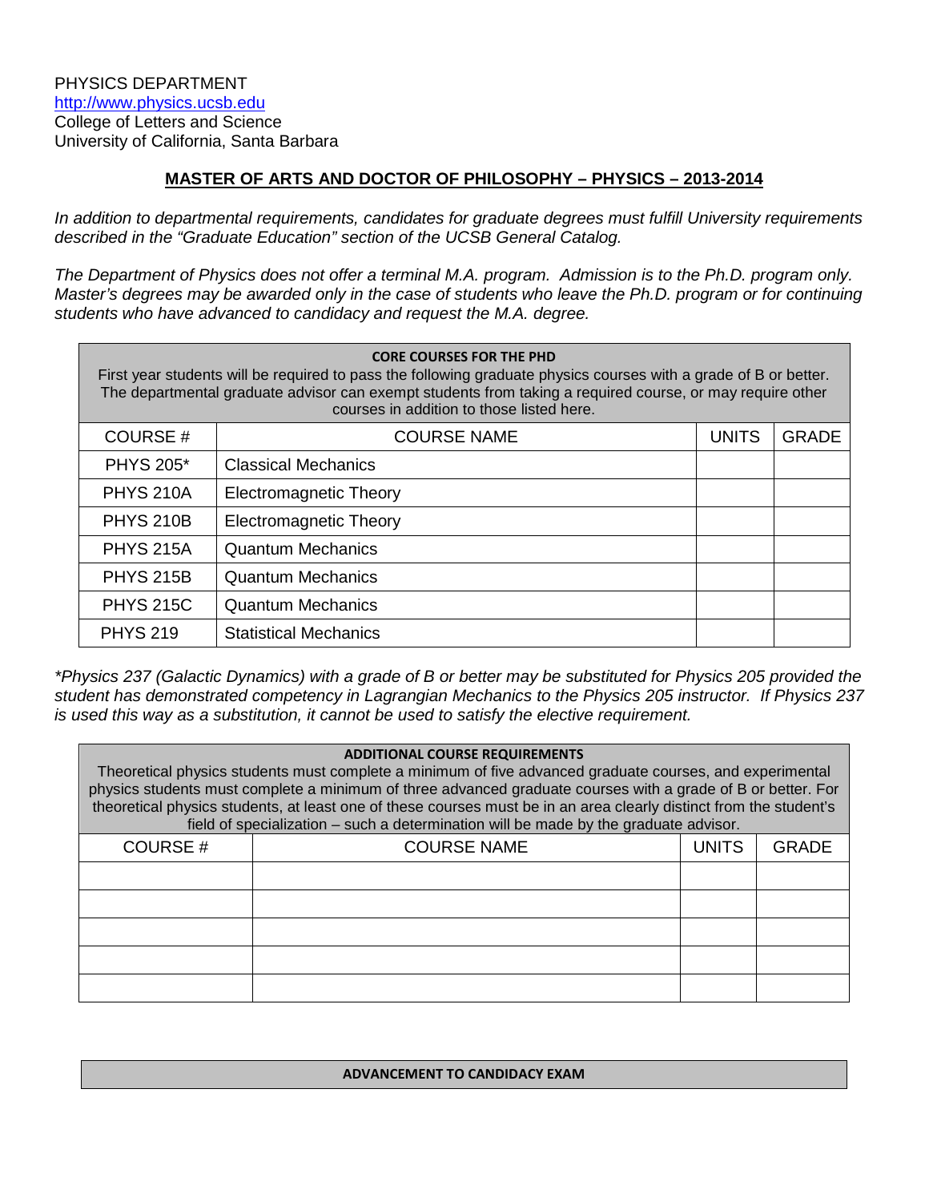PHYSICS DEPARTMENT
http://www.physics.ucsb.edu
College of Letters and Science
University of California, Santa Barbara

## MASTER OF ARTS AND DOCTOR OF PHILOSOPHY – PHYSICS – 2013-2014

*In addition to departmental requirements, candidates for graduate degrees must fulfill University requirements described in the "Graduate Education" section of the UCSB General Catalog.*

*The Department of Physics does not offer a terminal M.A. program. Admission is to the Ph.D. program only. Master's degrees may be awarded only in the case of students who leave the Ph.D. program or for continuing students who have advanced to candidacy and request the M.A. degree.*

**CORE COURSES FOR THE PHD**

First year students will be required to pass the following graduate physics courses with a grade of B or better. The departmental graduate advisor can exempt students from taking a required course, or may require other courses in addition to those listed here.

| COURSE # | COURSE NAME | UNITS | GRADE |
|---|---|---|---|
| PHYS 205* | Classical Mechanics | | |
| PHYS 210A | Electromagnetic Theory | | |
| PHYS 210B | Electromagnetic Theory | | |
| PHYS 215A | Quantum Mechanics | | |
| PHYS 215B | Quantum Mechanics | | |
| PHYS 215C | Quantum Mechanics | | |
| PHYS 219 | Statistical Mechanics | | |

**Physics 237 (Galactic Dynamics) with a grade of B or better may be substituted for Physics 205 provided the student has demonstrated competency in Lagrangian Mechanics to the Physics 205 instructor. If Physics 237 is used this way as a substitution, it cannot be used to satisfy the elective requirement.*

**ADDITIONAL COURSE REQUIREMENTS**

Theoretical physics students must complete a minimum of five advanced graduate courses, and experimental physics students must complete a minimum of three advanced graduate courses with a grade of B or better. For theoretical physics students, at least one of these courses must be in an area clearly distinct from the student's field of specialization – such a determination will be made by the graduate advisor.

| COURSE # | COURSE NAME | UNITS | GRADE |
|---|---|---|---|
| | | | |
| | | | |
| | | | |
| | | | |
| | | | |

**ADVANCEMENT TO CANDIDACY EXAM**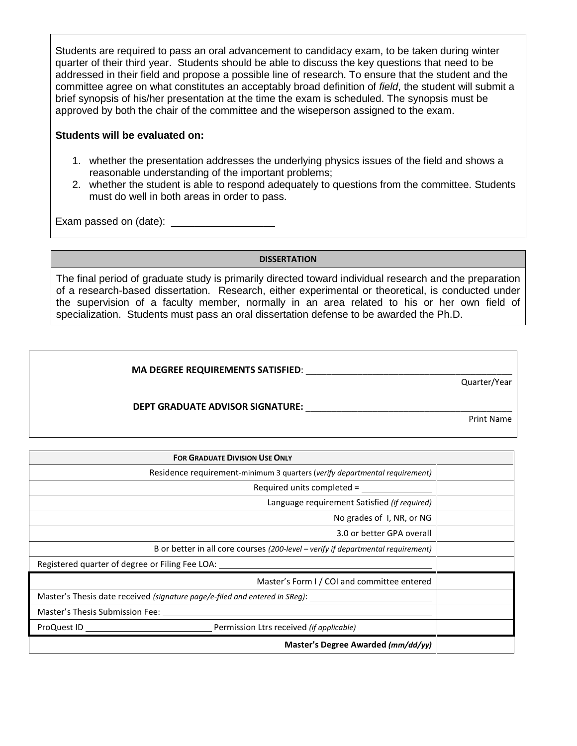Students are required to pass an oral advancement to candidacy exam, to be taken during winter quarter of their third year. Students should be able to discuss the key questions that need to be addressed in their field and propose a possible line of research. To ensure that the student and the committee agree on what constitutes an acceptably broad definition of *field*, the student will submit a brief synopsis of his/her presentation at the time the exam is scheduled. The synopsis must be approved by both the chair of the committee and the wiseperson assigned to the exam.

**Students will be evaluated on:**

1. whether the presentation addresses the underlying physics issues of the field and shows a reasonable understanding of the important problems;
2. whether the student is able to respond adequately to questions from the committee. Students must do well in both areas in order to pass.

Exam passed on (date): __________________

## DISSERTATION

The final period of graduate study is primarily directed toward individual research and the preparation of a research-based dissertation. Research, either experimental or theoretical, is conducted under the supervision of a faculty member, normally in an area related to his or her own field of specialization. Students must pass an oral dissertation defense to be awarded the Ph.D.

**MA DEGREE REQUIREMENTS SATISFIED**: ________________________________________
Quarter/Year

**DEPT GRADUATE ADVISOR SIGNATURE:** ________________________________________
Print Name

| **FOR GRADUATE DIVISION USE ONLY** | |
|---|---|
| Residence requirement-minimum 3 quarters (*verify departmental requirement)* | |
| Required units completed = _______________ | |
| Language requirement Satisfied *(if required)* | |
| No grades of I, NR, or NG | |
| 3.0 or better GPA overall | |
| B or better in all core courses *(200-level – verify if departmental requirement)* | |
| Registered quarter of degree or Filing Fee LOA: ______________________________ | |
| Master's Form I / COI and committee entered | |
| Master's Thesis date received *(signature page/e-filed and entered in SReg)*: ______________ | |
| Master's Thesis Submission Fee: ______________________________ | |
| ProQuest ID ____________________ Permission Ltrs received *(if applicable)* | |
| **Master's Degree Awarded *(mm/dd/yy)*** | |